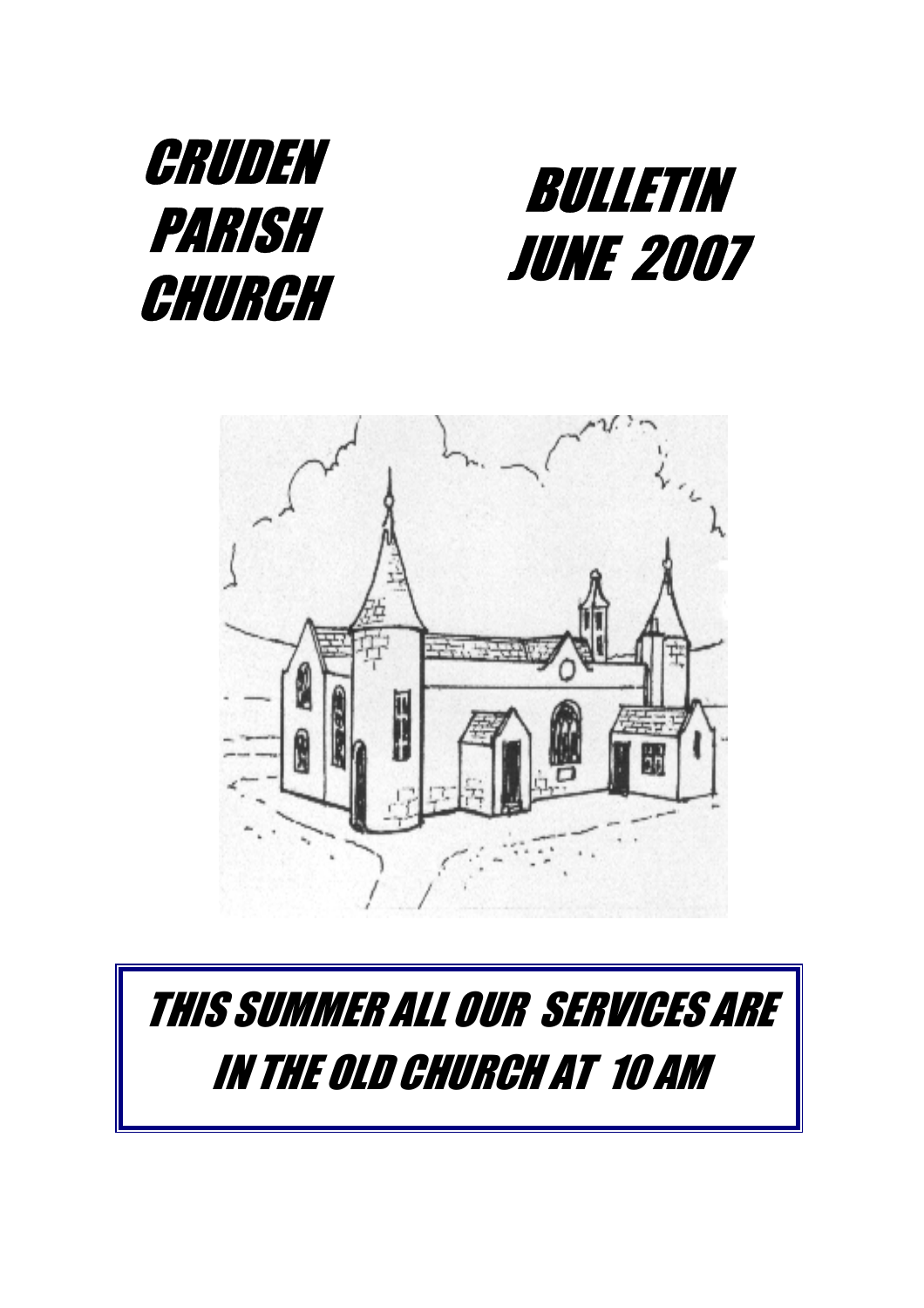# CRUDEN PARISH CHURCH

# BULLETIN JUNE 2007

**THIS SUMMER ALL OUR SERVICES ARE IN THE OLD CHURCH AT 10 AM**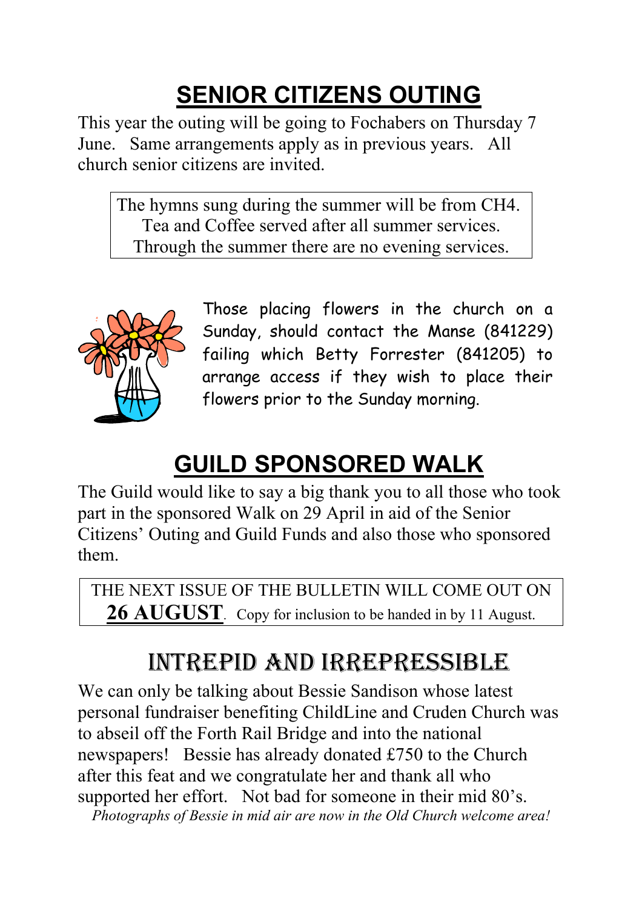# SENIOR CITIZENS OUTING

This year the outing will be going to Fochabers on Thursday 7 June. Same arrangements apply as in previous years. All church senior citizens are invited.

The hymns sung during the summer will be from CH4.
Tea and Coffee served after all summer services.
Through the summer there are no evening services.

Those placing flowers in the church on a Sunday, should contact the Manse (841229) failing which Betty Forrester (841205) to arrange access if they wish to place their flowers prior to the Sunday morning.

# GUILD SPONSORED WALK

The Guild would like to say a big thank you to all those who took part in the sponsored Walk on 29 April in aid of the Senior Citizens' Outing and Guild Funds and also those who sponsored them.

THE NEXT ISSUE OF THE BULLETIN WILL COME OUT ON **26 AUGUST**. Copy for inclusion to be handed in by 11 August.

# INTREPID AND IRREPRESSIBLE

We can only be talking about Bessie Sandison whose latest personal fundraiser benefiting ChildLine and Cruden Church was to abseil off the Forth Rail Bridge and into the national newspapers! Bessie has already donated £750 to the Church after this feat and we congratulate her and thank all who supported her effort. Not bad for someone in their mid 80's.

*Photographs of Bessie in mid air are now in the Old Church welcome area!*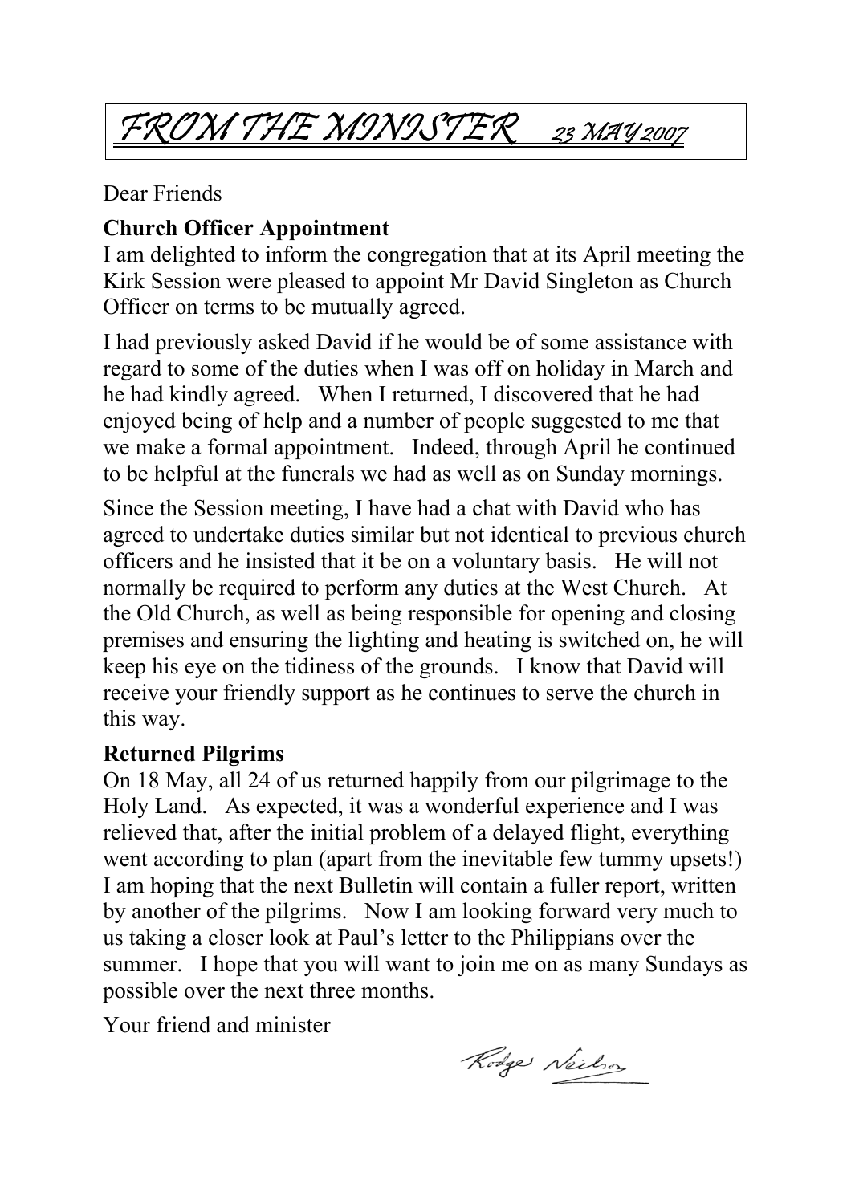# FROM THE MINISTER 23 MAY 2007

Dear Friends

**Church Officer Appointment**

I am delighted to inform the congregation that at its April meeting the Kirk Session were pleased to appoint Mr David Singleton as Church Officer on terms to be mutually agreed.

I had previously asked David if he would be of some assistance with regard to some of the duties when I was off on holiday in March and he had kindly agreed. When I returned, I discovered that he had enjoyed being of help and a number of people suggested to me that we make a formal appointment. Indeed, through April he continued to be helpful at the funerals we had as well as on Sunday mornings.

Since the Session meeting, I have had a chat with David who has agreed to undertake duties similar but not identical to previous church officers and he insisted that it be on a voluntary basis. He will not normally be required to perform any duties at the West Church. At the Old Church, as well as being responsible for opening and closing premises and ensuring the lighting and heating is switched on, he will keep his eye on the tidiness of the grounds. I know that David will receive your friendly support as he continues to serve the church in this way.

**Returned Pilgrims**

On 18 May, all 24 of us returned happily from our pilgrimage to the Holy Land. As expected, it was a wonderful experience and I was relieved that, after the initial problem of a delayed flight, everything went according to plan (apart from the inevitable few tummy upsets!) I am hoping that the next Bulletin will contain a fuller report, written by another of the pilgrims. Now I am looking forward very much to us taking a closer look at Paul's letter to the Philippians over the summer. I hope that you will want to join me on as many Sundays as possible over the next three months.

Your friend and minister

Rodger Neilson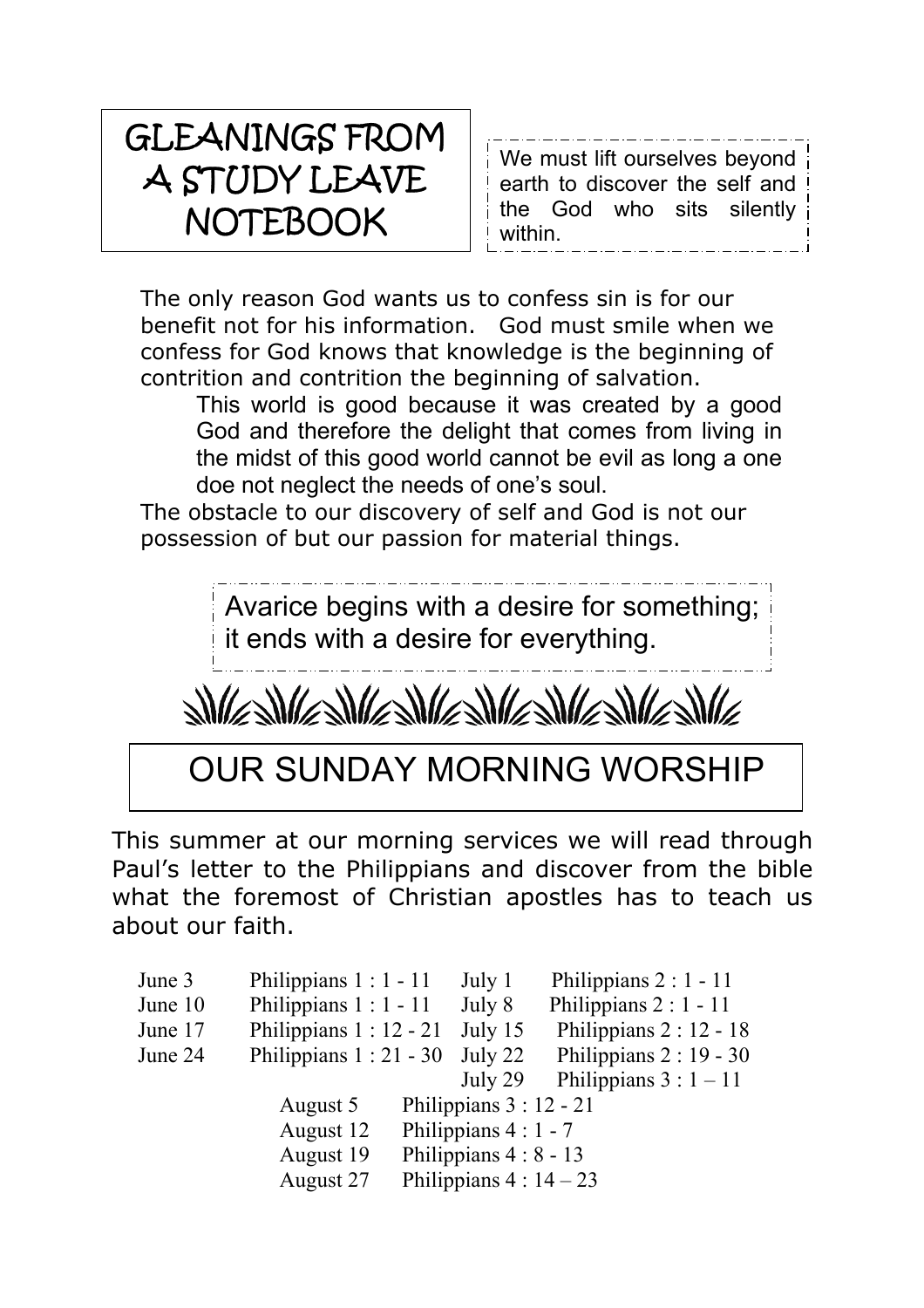# GLEANINGS FROM A STUDY LEAVE NOTEBOOK

We must lift ourselves beyond earth to discover the self and the God who sits silently within.

The only reason God wants us to confess sin is for our benefit not for his information. God must smile when we confess for God knows that knowledge is the beginning of contrition and contrition the beginning of salvation.

This world is good because it was created by a good God and therefore the delight that comes from living in the midst of this good world cannot be evil as long a one doe not neglect the needs of one's soul.

The obstacle to our discovery of self and God is not our possession of but our passion for material things.

Avarice begins with a desire for something; it ends with a desire for everything.

# OUR SUNDAY MORNING WORSHIP

This summer at our morning services we will read through Paul's letter to the Philippians and discover from the bible what the foremost of Christian apostles has to teach us about our faith.

| | | | |
|---|---|---|---|
| June 3 | Philippians 1 : 1 - 11 | July 1 | Philippians 2 : 1 - 11 |
| June 10 | Philippians 1 : 1 - 11 | July 8 | Philippians 2 : 1 - 11 |
| June 17 | Philippians 1 : 12 - 21 | July 15 | Philippians 2 : 12 - 18 |
| June 24 | Philippians 1 : 21 - 30 | July 22 | Philippians 2 : 19 - 30 |
| | | July 29 | Philippians 3 : 1 – 11 |

| | |
|---|---|
| August 5 | Philippians 3 : 12 - 21 |
| August 12 | Philippians 4 : 1 - 7 |
| August 19 | Philippians 4 : 8 - 13 |
| August 27 | Philippians 4 : 14 – 23 |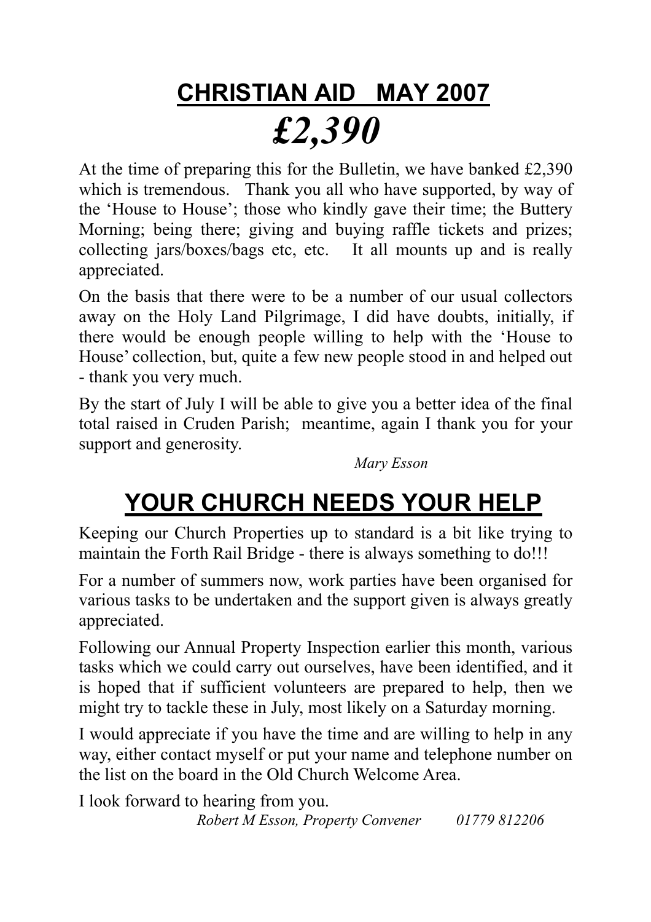# **CHRISTIAN AID MAY 2007**

# ***£2,390***

At the time of preparing this for the Bulletin, we have banked £2,390 which is tremendous. Thank you all who have supported, by way of the 'House to House'; those who kindly gave their time; the Buttery Morning; being there; giving and buying raffle tickets and prizes; collecting jars/boxes/bags etc, etc. It all mounts up and is really appreciated.

On the basis that there were to be a number of our usual collectors away on the Holy Land Pilgrimage, I did have doubts, initially, if there would be enough people willing to help with the 'House to House' collection, but, quite a few new people stood in and helped out - thank you very much.

By the start of July I will be able to give you a better idea of the final total raised in Cruden Parish; meantime, again I thank you for your support and generosity.

*Mary Esson*

# **YOUR CHURCH NEEDS YOUR HELP**

Keeping our Church Properties up to standard is a bit like trying to maintain the Forth Rail Bridge - there is always something to do!!!

For a number of summers now, work parties have been organised for various tasks to be undertaken and the support given is always greatly appreciated.

Following our Annual Property Inspection earlier this month, various tasks which we could carry out ourselves, have been identified, and it is hoped that if sufficient volunteers are prepared to help, then we might try to tackle these in July, most likely on a Saturday morning.

I would appreciate if you have the time and are willing to help in any way, either contact myself or put your name and telephone number on the list on the board in the Old Church Welcome Area.

I look forward to hearing from you.

*Robert M Esson, Property Convener 01779 812206*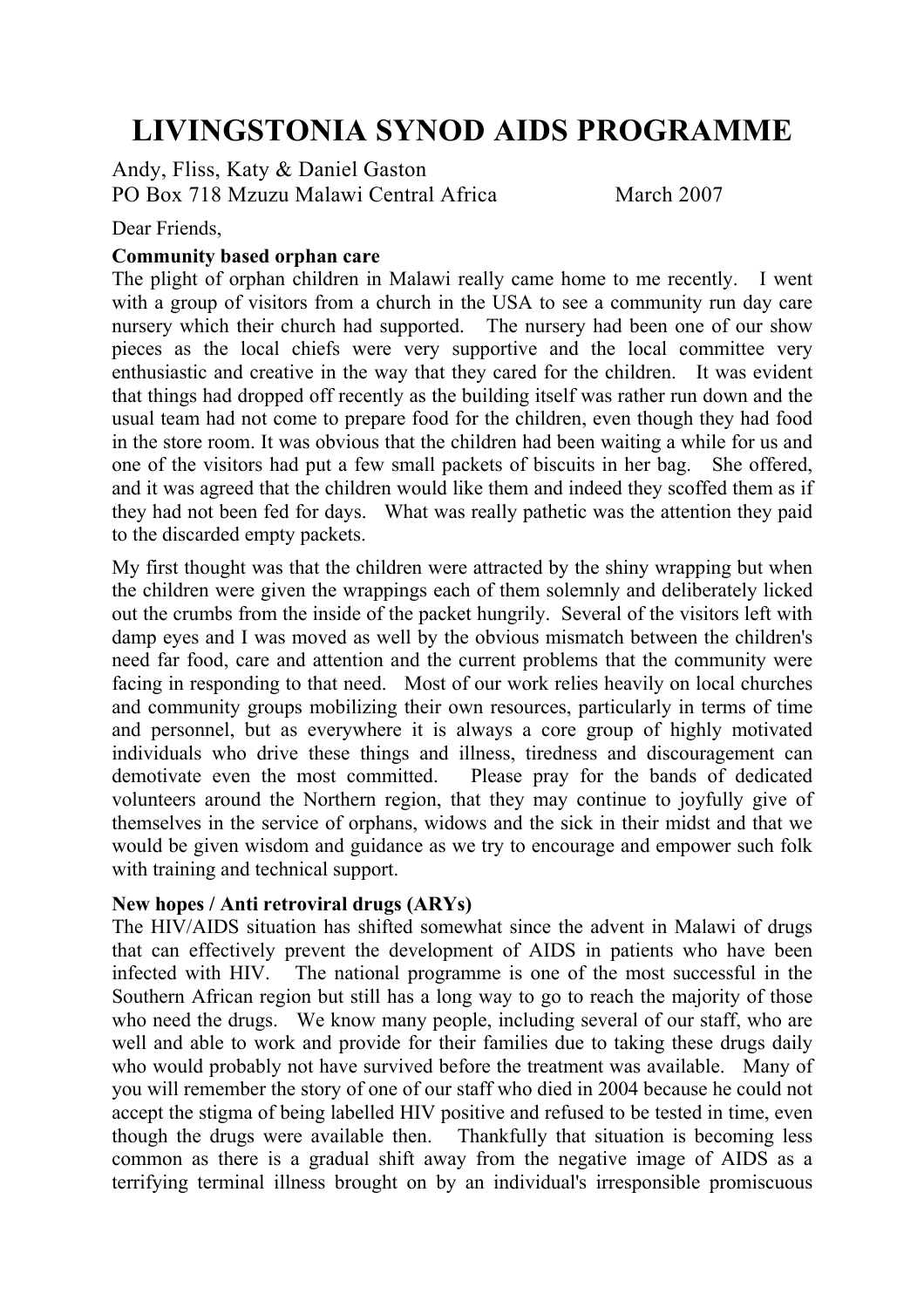# LIVINGSTONIA SYNOD AIDS PROGRAMME

Andy, Fliss, Katy & Daniel Gaston
PO Box 718 Mzuzu Malawi Central Africa March 2007

Dear Friends,

**Community based orphan care**

The plight of orphan children in Malawi really came home to me recently. I went with a group of visitors from a church in the USA to see a community run day care nursery which their church had supported. The nursery had been one of our show pieces as the local chiefs were very supportive and the local committee very enthusiastic and creative in the way that they cared for the children. It was evident that things had dropped off recently as the building itself was rather run down and the usual team had not come to prepare food for the children, even though they had food in the store room. It was obvious that the children had been waiting a while for us and one of the visitors had put a few small packets of biscuits in her bag. She offered, and it was agreed that the children would like them and indeed they scoffed them as if they had not been fed for days. What was really pathetic was the attention they paid to the discarded empty packets.

My first thought was that the children were attracted by the shiny wrapping but when the children were given the wrappings each of them solemnly and deliberately licked out the crumbs from the inside of the packet hungrily. Several of the visitors left with damp eyes and I was moved as well by the obvious mismatch between the children's need far food, care and attention and the current problems that the community were facing in responding to that need. Most of our work relies heavily on local churches and community groups mobilizing their own resources, particularly in terms of time and personnel, but as everywhere it is always a core group of highly motivated individuals who drive these things and illness, tiredness and discouragement can demotivate even the most committed. Please pray for the bands of dedicated volunteers around the Northern region, that they may continue to joyfully give of themselves in the service of orphans, widows and the sick in their midst and that we would be given wisdom and guidance as we try to encourage and empower such folk with training and technical support.

**New hopes / Anti retroviral drugs (ARYs)**

The HIV/AIDS situation has shifted somewhat since the advent in Malawi of drugs that can effectively prevent the development of AIDS in patients who have been infected with HIV. The national programme is one of the most successful in the Southern African region but still has a long way to go to reach the majority of those who need the drugs. We know many people, including several of our staff, who are well and able to work and provide for their families due to taking these drugs daily who would probably not have survived before the treatment was available. Many of you will remember the story of one of our staff who died in 2004 because he could not accept the stigma of being labelled HIV positive and refused to be tested in time, even though the drugs were available then. Thankfully that situation is becoming less common as there is a gradual shift away from the negative image of AIDS as a terrifying terminal illness brought on by an individual's irresponsible promiscuous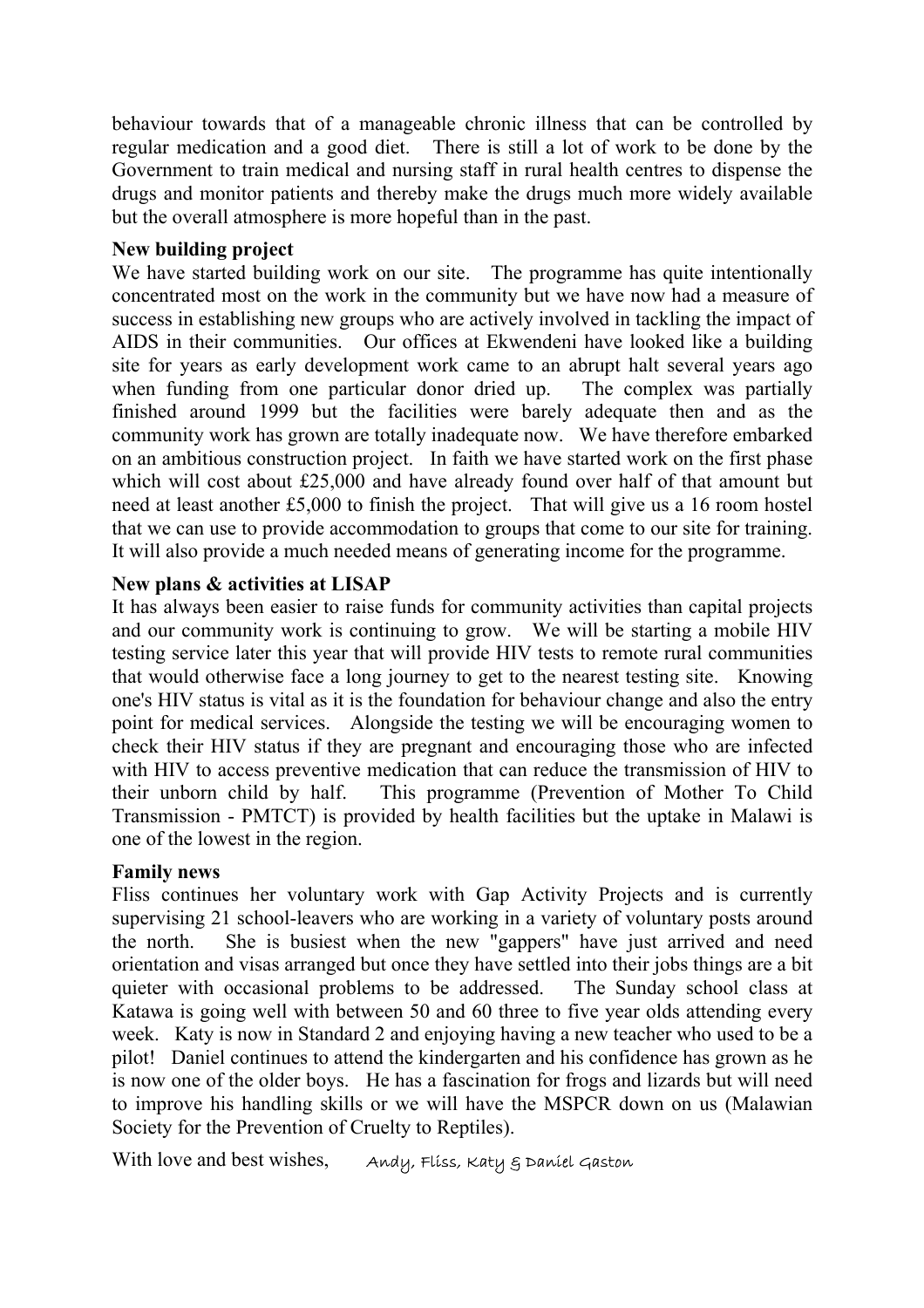behaviour towards that of a manageable chronic illness that can be controlled by regular medication and a good diet. There is still a lot of work to be done by the Government to train medical and nursing staff in rural health centres to dispense the drugs and monitor patients and thereby make the drugs much more widely available but the overall atmosphere is more hopeful than in the past.

**New building project**

We have started building work on our site. The programme has quite intentionally concentrated most on the work in the community but we have now had a measure of success in establishing new groups who are actively involved in tackling the impact of AIDS in their communities. Our offices at Ekwendeni have looked like a building site for years as early development work came to an abrupt halt several years ago when funding from one particular donor dried up. The complex was partially finished around 1999 but the facilities were barely adequate then and as the community work has grown are totally inadequate now. We have therefore embarked on an ambitious construction project. In faith we have started work on the first phase which will cost about £25,000 and have already found over half of that amount but need at least another £5,000 to finish the project. That will give us a 16 room hostel that we can use to provide accommodation to groups that come to our site for training. It will also provide a much needed means of generating income for the programme.

**New plans & activities at LISAP**

It has always been easier to raise funds for community activities than capital projects and our community work is continuing to grow. We will be starting a mobile HIV testing service later this year that will provide HIV tests to remote rural communities that would otherwise face a long journey to get to the nearest testing site. Knowing one's HIV status is vital as it is the foundation for behaviour change and also the entry point for medical services. Alongside the testing we will be encouraging women to check their HIV status if they are pregnant and encouraging those who are infected with HIV to access preventive medication that can reduce the transmission of HIV to their unborn child by half. This programme (Prevention of Mother To Child Transmission - PMTCT) is provided by health facilities but the uptake in Malawi is one of the lowest in the region.

**Family news**

Fliss continues her voluntary work with Gap Activity Projects and is currently supervising 21 school-leavers who are working in a variety of voluntary posts around the north. She is busiest when the new "gappers" have just arrived and need orientation and visas arranged but once they have settled into their jobs things are a bit quieter with occasional problems to be addressed. The Sunday school class at Katawa is going well with between 50 and 60 three to five year olds attending every week. Katy is now in Standard 2 and enjoying having a new teacher who used to be a pilot! Daniel continues to attend the kindergarten and his confidence has grown as he is now one of the older boys. He has a fascination for frogs and lizards but will need to improve his handling skills or we will have the MSPCR down on us (Malawian Society for the Prevention of Cruelty to Reptiles).

With love and best wishes, *Andy, Fliss, Katy & Daniel Gaston*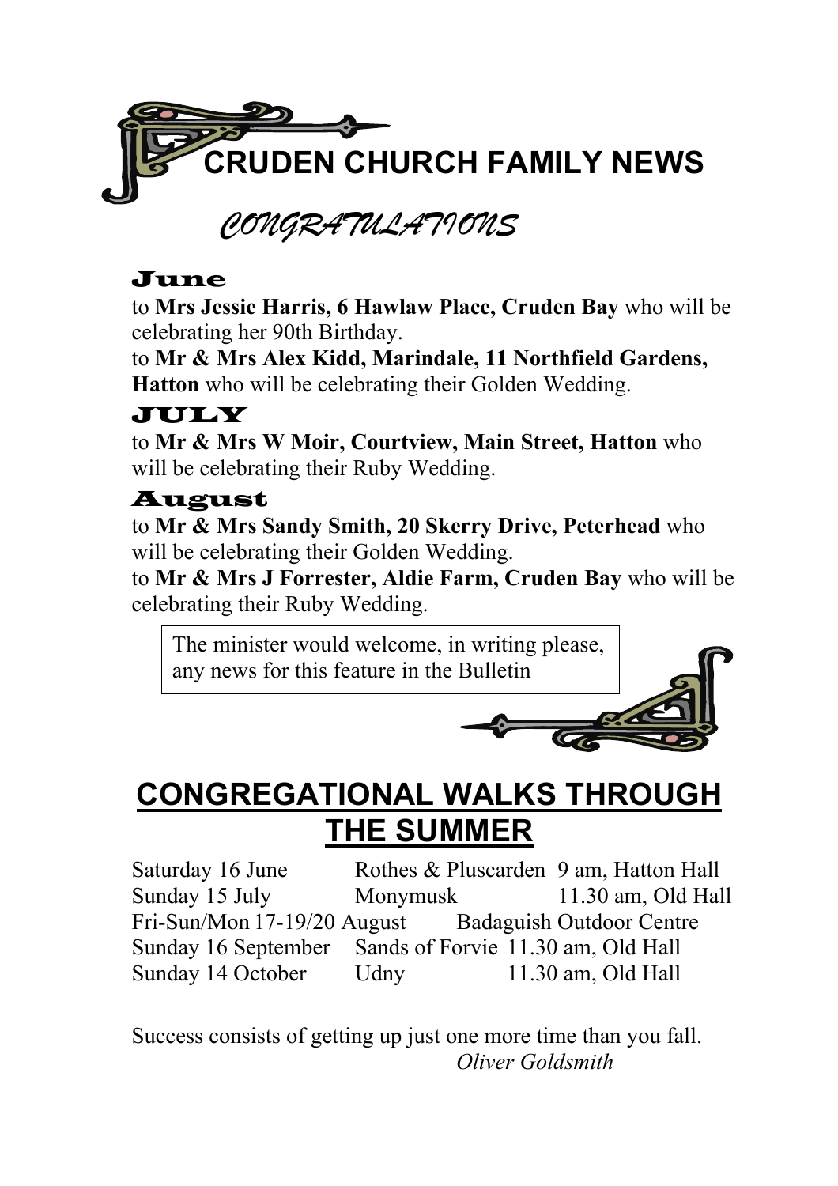# CRUDEN CHURCH FAMILY NEWS

## *CONGRATULATIONS*

### June

to **Mrs Jessie Harris, 6 Hawlaw Place, Cruden Bay** who will be celebrating her 90th Birthday.

to **Mr & Mrs Alex Kidd, Marindale, 11 Northfield Gardens, Hatton** who will be celebrating their Golden Wedding.

### JULY

to **Mr & Mrs W Moir, Courtview, Main Street, Hatton** who will be celebrating their Ruby Wedding.

### August

to **Mr & Mrs Sandy Smith, 20 Skerry Drive, Peterhead** who will be celebrating their Golden Wedding.

to **Mr & Mrs J Forrester, Aldie Farm, Cruden Bay** who will be celebrating their Ruby Wedding.

The minister would welcome, in writing please, any news for this feature in the Bulletin

# CONGREGATIONAL WALKS THROUGH THE SUMMER

| | | |
|---|---|---|
| Saturday 16 June | Rothes & Pluscarden | 9 am, Hatton Hall |
| Sunday 15 July | Monymusk | 11.30 am, Old Hall |
| Fri-Sun/Mon 17-19/20 August | Badaguish Outdoor Centre | |
| Sunday 16 September | Sands of Forvie | 11.30 am, Old Hall |
| Sunday 14 October | Udny | 11.30 am, Old Hall |

---

Success consists of getting up just one more time than you fall.

*Oliver Goldsmith*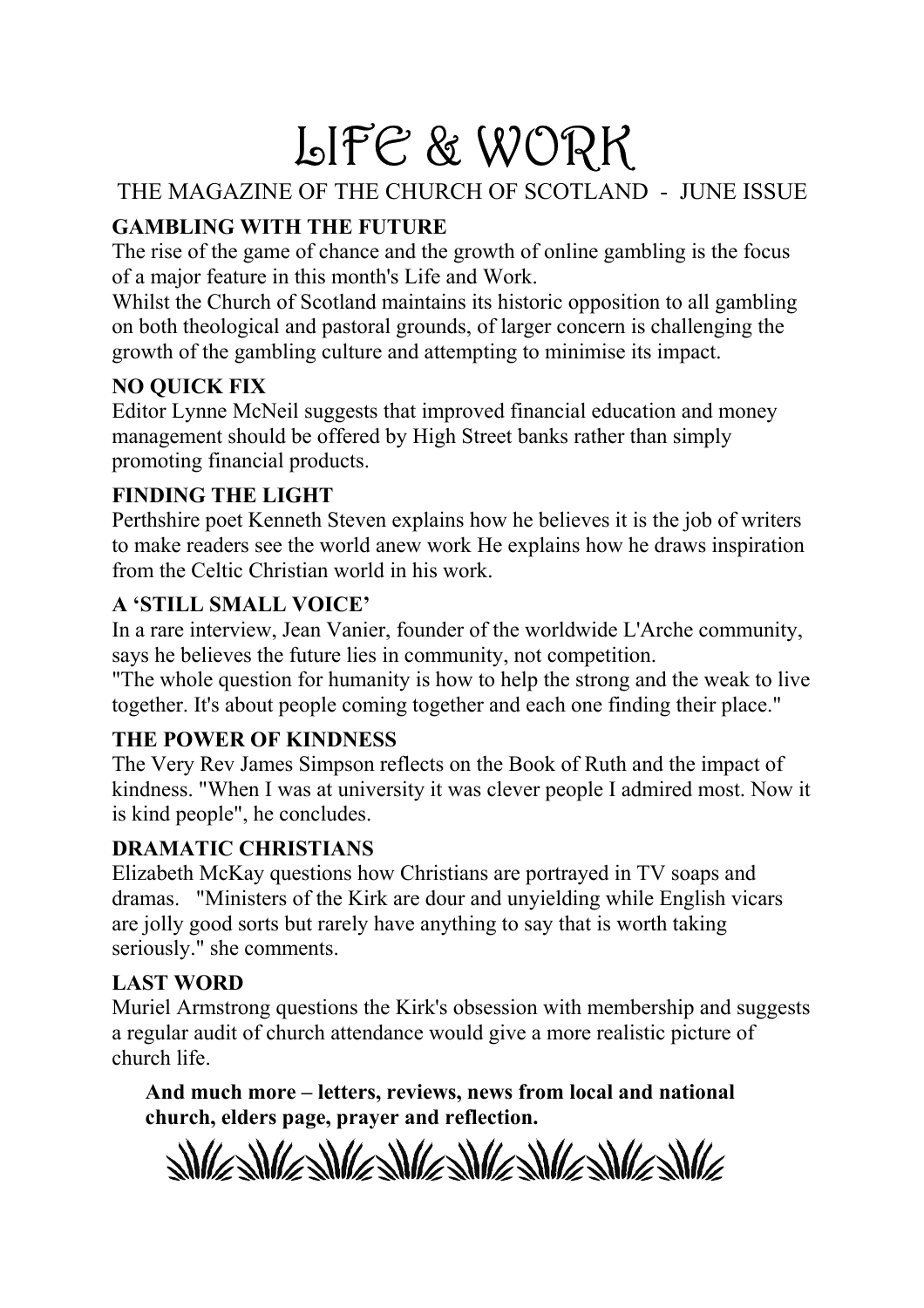# LIFE & WORK

THE MAGAZINE OF THE CHURCH OF SCOTLAND - JUNE ISSUE

**GAMBLING WITH THE FUTURE**

The rise of the game of chance and the growth of online gambling is the focus of a major feature in this month's Life and Work.
Whilst the Church of Scotland maintains its historic opposition to all gambling on both theological and pastoral grounds, of larger concern is challenging the growth of the gambling culture and attempting to minimise its impact.

**NO QUICK FIX**

Editor Lynne McNeil suggests that improved financial education and money management should be offered by High Street banks rather than simply promoting financial products.

**FINDING THE LIGHT**

Perthshire poet Kenneth Steven explains how he believes it is the job of writers to make readers see the world anew work He explains how he draws inspiration from the Celtic Christian world in his work.

**A 'STILL SMALL VOICE'**

In a rare interview, Jean Vanier, founder of the worldwide L'Arche community, says he believes the future lies in community, not competition.
"The whole question for humanity is how to help the strong and the weak to live together. It's about people coming together and each one finding their place."

**THE POWER OF KINDNESS**

The Very Rev James Simpson reflects on the Book of Ruth and the impact of kindness. "When I was at university it was clever people I admired most. Now it is kind people", he concludes.

**DRAMATIC CHRISTIANS**

Elizabeth McKay questions how Christians are portrayed in TV soaps and dramas. "Ministers of the Kirk are dour and unyielding while English vicars are jolly good sorts but rarely have anything to say that is worth taking seriously." she comments.

**LAST WORD**

Muriel Armstrong questions the Kirk's obsession with membership and suggests a regular audit of church attendance would give a more realistic picture of church life.

**And much more – letters, reviews, news from local and national church, elders page, prayer and reflection.**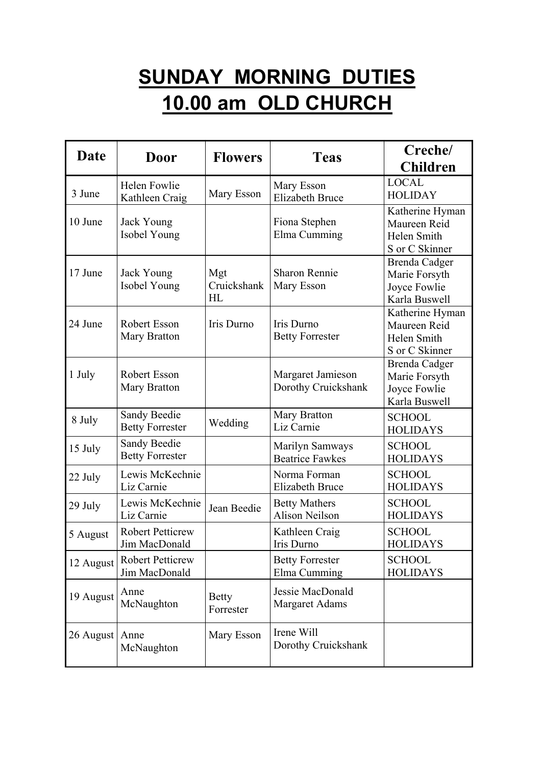# SUNDAY MORNING DUTIES
# 10.00 am OLD CHURCH

| Date | Door | Flowers | Teas | Creche/ Children |
|---|---|---|---|---|
| 3 June | Helen Fowlie<br>Kathleen Craig | Mary Esson | Mary Esson<br>Elizabeth Bruce | LOCAL HOLIDAY |
| 10 June | Jack Young<br>Isobel Young | | Fiona Stephen<br>Elma Cumming | Katherine Hyman<br>Maureen Reid<br>Helen Smith<br>S or C Skinner |
| 17 June | Jack Young<br>Isobel Young | Mgt Cruickshank HL | Sharon Rennie<br>Mary Esson | Brenda Cadger<br>Marie Forsyth<br>Joyce Fowlie<br>Karla Buswell |
| 24 June | Robert Esson<br>Mary Bratton | Iris Durno | Iris Durno<br>Betty Forrester | Katherine Hyman<br>Maureen Reid<br>Helen Smith<br>S or C Skinner |
| 1 July | Robert Esson<br>Mary Bratton | | Margaret Jamieson<br>Dorothy Cruickshank | Brenda Cadger<br>Marie Forsyth<br>Joyce Fowlie<br>Karla Buswell |
| 8 July | Sandy Beedie<br>Betty Forrester | Wedding | Mary Bratton<br>Liz Carnie | SCHOOL HOLIDAYS |
| 15 July | Sandy Beedie<br>Betty Forrester | | Marilyn Samways<br>Beatrice Fawkes | SCHOOL HOLIDAYS |
| 22 July | Lewis McKechnie<br>Liz Carnie | | Norma Forman<br>Elizabeth Bruce | SCHOOL HOLIDAYS |
| 29 July | Lewis McKechnie<br>Liz Carnie | Jean Beedie | Betty Mathers<br>Alison Neilson | SCHOOL HOLIDAYS |
| 5 August | Robert Petticrew<br>Jim MacDonald | | Kathleen Craig<br>Iris Durno | SCHOOL HOLIDAYS |
| 12 August | Robert Petticrew<br>Jim MacDonald | | Betty Forrester<br>Elma Cumming | SCHOOL HOLIDAYS |
| 19 August | Anne McNaughton | Betty Forrester | Jessie MacDonald<br>Margaret Adams | |
| 26 August | Anne McNaughton | Mary Esson | Irene Will<br>Dorothy Cruickshank | |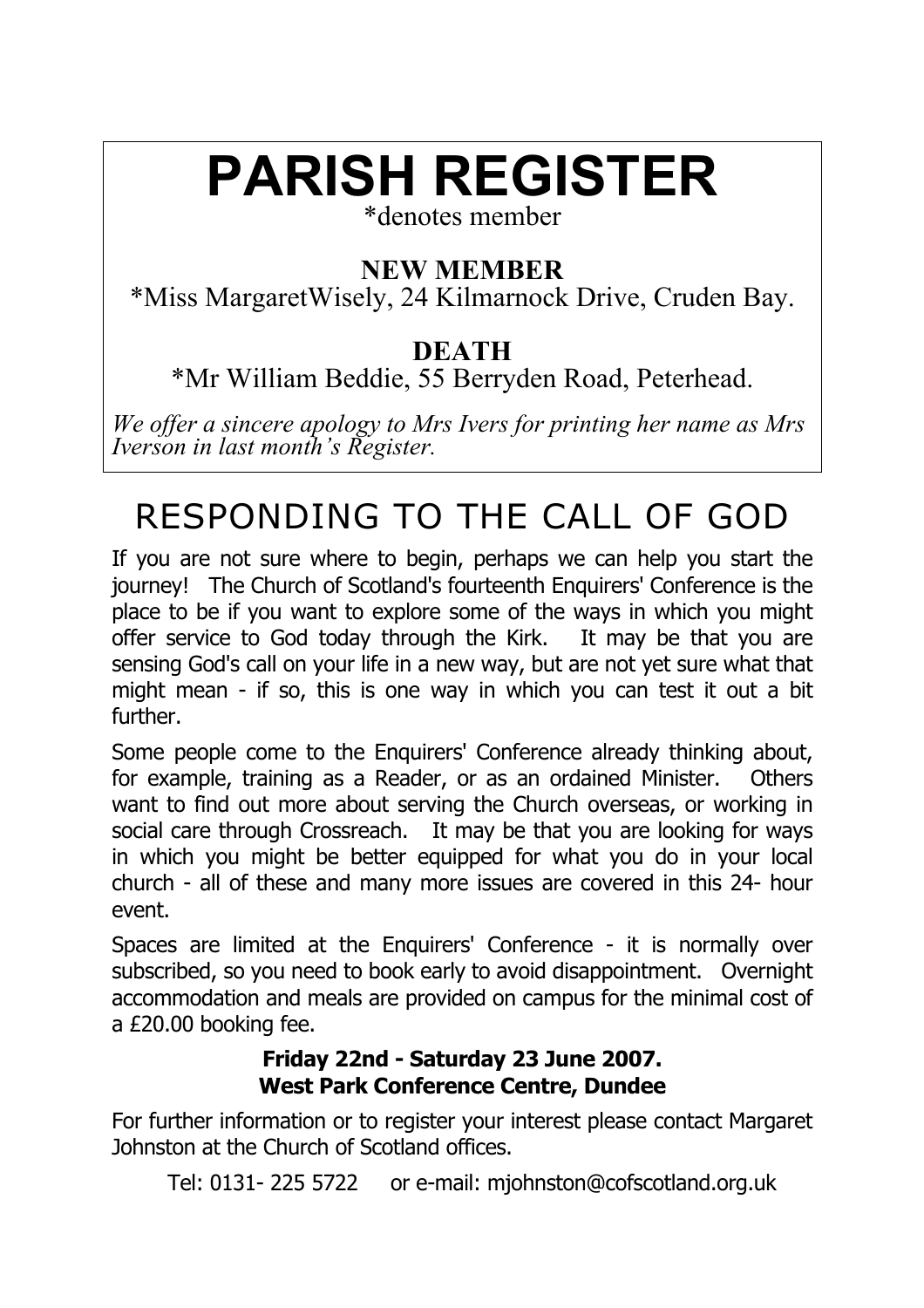# PARISH REGISTER

*denotes member

## NEW MEMBER

*Miss MargaretWisely, 24 Kilmarnock Drive, Cruden Bay.

## DEATH

*Mr William Beddie, 55 Berryden Road, Peterhead.

*We offer a sincere apology to Mrs Ivers for printing her name as Mrs Iverson in last month's Register.*

# RESPONDING TO THE CALL OF GOD

If you are not sure where to begin, perhaps we can help you start the journey! The Church of Scotland's fourteenth Enquirers' Conference is the place to be if you want to explore some of the ways in which you might offer service to God today through the Kirk. It may be that you are sensing God's call on your life in a new way, but are not yet sure what that might mean - if so, this is one way in which you can test it out a bit further.

Some people come to the Enquirers' Conference already thinking about, for example, training as a Reader, or as an ordained Minister. Others want to find out more about serving the Church overseas, or working in social care through Crossreach. It may be that you are looking for ways in which you might be better equipped for what you do in your local church - all of these and many more issues are covered in this 24- hour event.

Spaces are limited at the Enquirers' Conference - it is normally over subscribed, so you need to book early to avoid disappointment. Overnight accommodation and meals are provided on campus for the minimal cost of a £20.00 booking fee.

**Friday 22nd - Saturday 23 June 2007.**
**West Park Conference Centre, Dundee**

For further information or to register your interest please contact Margaret Johnston at the Church of Scotland offices.

Tel: 0131- 225 5722 or e-mail: mjohnston@cofscotland.org.uk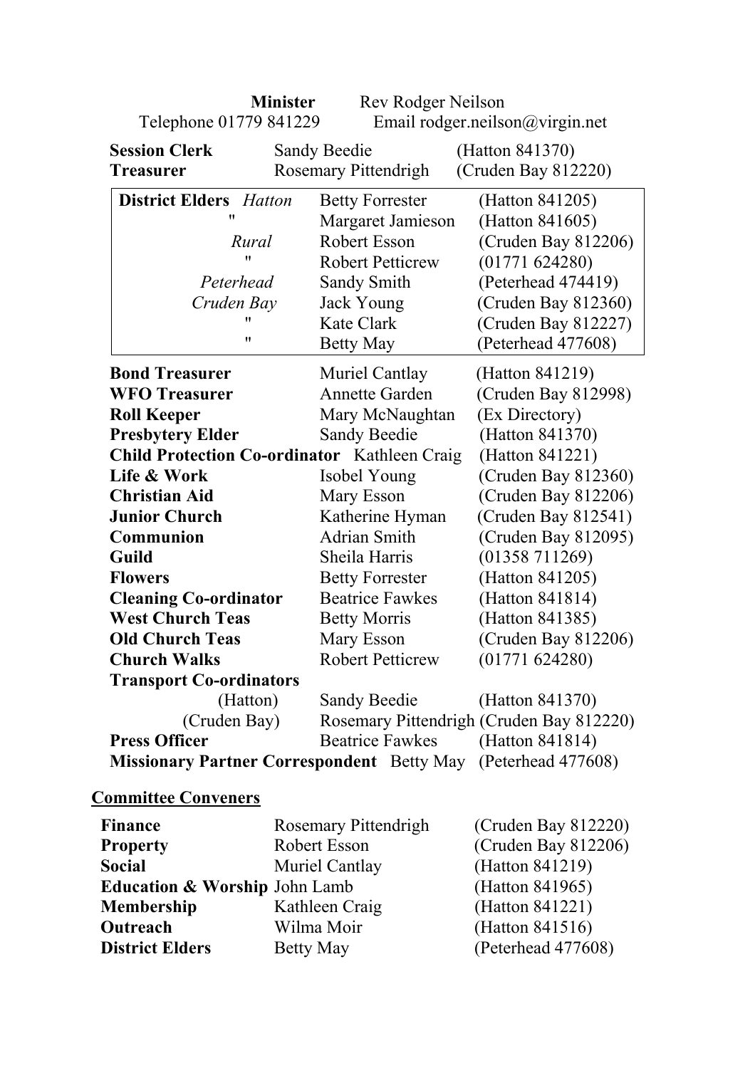**Minister** Rev Rodger Neilson
Telephone 01779 841229 Email rodger.neilson@virgin.net

| | | |
|---|---|---|
| **Session Clerk** | Sandy Beedie | (Hatton 841370) |
| **Treasurer** | Rosemary Pittendrigh | (Cruden Bay 812220) |

| | | |
|---|---|---|
| **District Elders** *Hatton* | Betty Forrester | (Hatton 841205) |
| " | Margaret Jamieson | (Hatton 841605) |
| *Rural* | Robert Esson | (Cruden Bay 812206) |
| " | Robert Petticrew | (01771 624280) |
| *Peterhead* | Sandy Smith | (Peterhead 474419) |
| *Cruden Bay* | Jack Young | (Cruden Bay 812360) |
| " | Kate Clark | (Cruden Bay 812227) |
| " | Betty May | (Peterhead 477608) |

| | | |
|---|---|---|
| **Bond Treasurer** | Muriel Cantlay | (Hatton 841219) |
| **WFO Treasurer** | Annette Garden | (Cruden Bay 812998) |
| **Roll Keeper** | Mary McNaughtan | (Ex Directory) |
| **Presbytery Elder** | Sandy Beedie | (Hatton 841370) |
| **Child Protection Co-ordinator** | Kathleen Craig | (Hatton 841221) |
| **Life & Work** | Isobel Young | (Cruden Bay 812360) |
| **Christian Aid** | Mary Esson | (Cruden Bay 812206) |
| **Junior Church** | Katherine Hyman | (Cruden Bay 812541) |
| **Communion** | Adrian Smith | (Cruden Bay 812095) |
| **Guild** | Sheila Harris | (01358 711269) |
| **Flowers** | Betty Forrester | (Hatton 841205) |
| **Cleaning Co-ordinator** | Beatrice Fawkes | (Hatton 841814) |
| **West Church Teas** | Betty Morris | (Hatton 841385) |
| **Old Church Teas** | Mary Esson | (Cruden Bay 812206) |
| **Church Walks** | Robert Petticrew | (01771 624280) |
| **Transport Co-ordinators** | | |
| (Hatton) | Sandy Beedie | (Hatton 841370) |
| (Cruden Bay) | Rosemary Pittendrigh | (Cruden Bay 812220) |
| **Press Officer** | Beatrice Fawkes | (Hatton 841814) |
| **Missionary Partner Correspondent** | Betty May | (Peterhead 477608) |

## Committee Conveners

| | | |
|---|---|---|
| **Finance** | Rosemary Pittendrigh | (Cruden Bay 812220) |
| **Property** | Robert Esson | (Cruden Bay 812206) |
| **Social** | Muriel Cantlay | (Hatton 841219) |
| **Education & Worship** | John Lamb | (Hatton 841965) |
| **Membership** | Kathleen Craig | (Hatton 841221) |
| **Outreach** | Wilma Moir | (Hatton 841516) |
| **District Elders** | Betty May | (Peterhead 477608) |